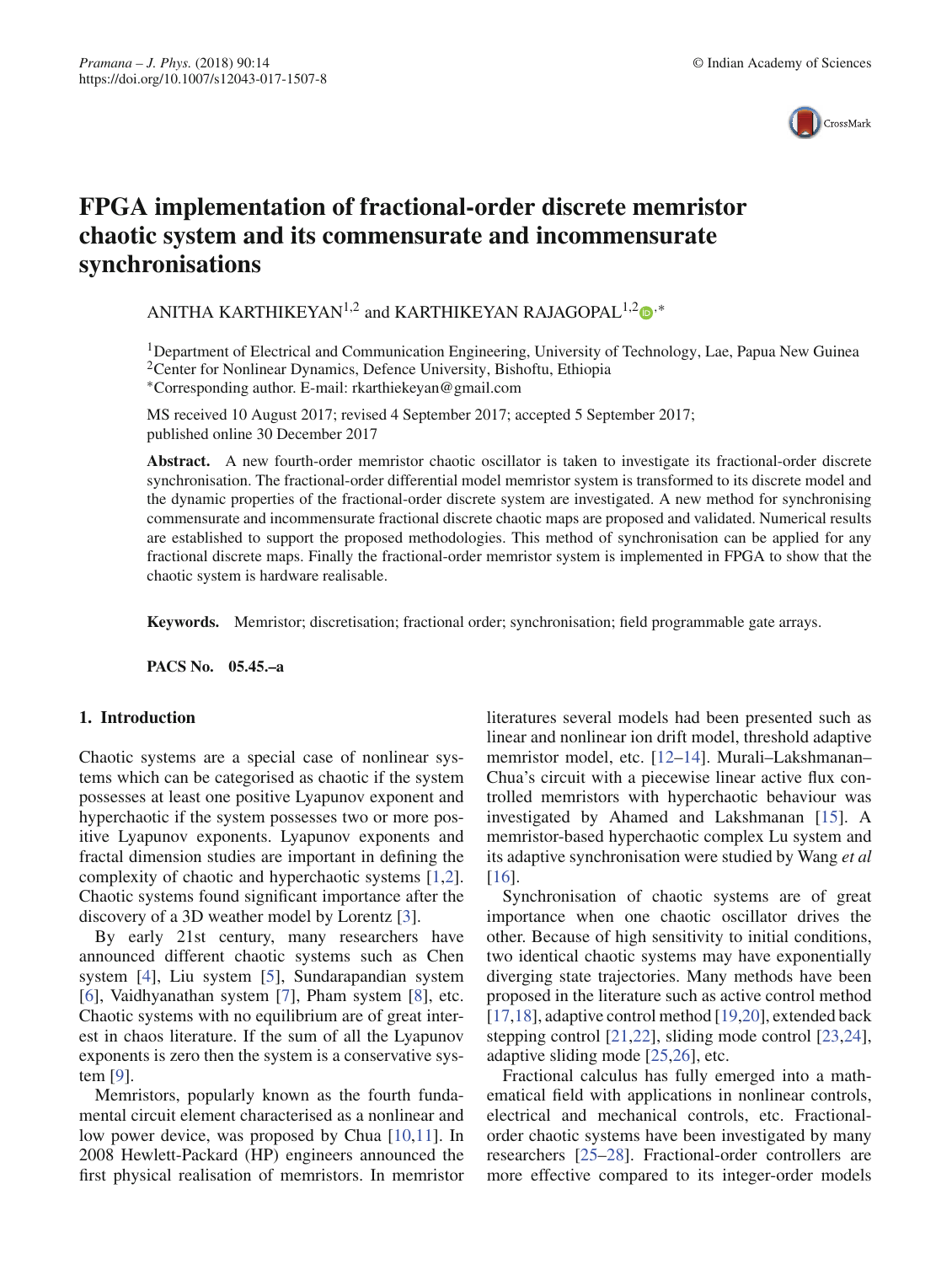# FPGA implementation of fractional-order discrete memristor chaotic system and its commensurate and incommensurate synchronisations

ANITHA KARTHIKEYAN[1,2] and KARTHIKEYAN RAJAGOPAL[1,2,*]

[1]Department of Electrical and Communication Engineering, University of Technology, Lae, Papua New Guinea
[2]Center for Nonlinear Dynamics, Defence University, Bishoftu, Ethiopia
[*]Corresponding author. E-mail: rkarthiekeyan@gmail.com

MS received 10 August 2017; revised 4 September 2017; accepted 5 September 2017; published online 30 December 2017

**Abstract.** A new fourth-order memristor chaotic oscillator is taken to investigate its fractional-order discrete synchronisation. The fractional-order differential model memristor system is transformed to its discrete model and the dynamic properties of the fractional-order discrete system are investigated. A new method for synchronising commensurate and incommensurate fractional discrete chaotic maps are proposed and validated. Numerical results are established to support the proposed methodologies. This method of synchronisation can be applied for any fractional discrete maps. Finally the fractional-order memristor system is implemented in FPGA to show that the chaotic system is hardware realisable.

**Keywords.** Memristor; discretisation; fractional order; synchronisation; field programmable gate arrays.

**PACS No. 05.45.–a**

## 1. Introduction

Chaotic systems are a special case of nonlinear systems which can be categorised as chaotic if the system possesses at least one positive Lyapunov exponent and hyperchaotic if the system possesses two or more positive Lyapunov exponents. Lyapunov exponents and fractal dimension studies are important in defining the complexity of chaotic and hyperchaotic systems [1,2]. Chaotic systems found significant importance after the discovery of a 3D weather model by Lorentz [3].

By early 21st century, many researchers have announced different chaotic systems such as Chen system [4], Liu system [5], Sundarapandian system [6], Vaidhyanathan system [7], Pham system [8], etc. Chaotic systems with no equilibrium are of great interest in chaos literature. If the sum of all the Lyapunov exponents is zero then the system is a conservative system [9].

Memristors, popularly known as the fourth fundamental circuit element characterised as a nonlinear and low power device, was proposed by Chua [10,11]. In 2008 Hewlett-Packard (HP) engineers announced the first physical realisation of memristors. In memristor literatures several models had been presented such as linear and nonlinear ion drift model, threshold adaptive memristor model, etc. [12–14]. Murali–Lakshmanan–Chua's circuit with a piecewise linear active flux controlled memristors with hyperchaotic behaviour was investigated by Ahamed and Lakshmanan [15]. A memristor-based hyperchaotic complex Lu system and its adaptive synchronisation were studied by Wang *et al* [16].

Synchronisation of chaotic systems are of great importance when one chaotic oscillator drives the other. Because of high sensitivity to initial conditions, two identical chaotic systems may have exponentially diverging state trajectories. Many methods have been proposed in the literature such as active control method [17,18], adaptive control method [19,20], extended back stepping control [21,22], sliding mode control [23,24], adaptive sliding mode [25,26], etc.

Fractional calculus has fully emerged into a mathematical field with applications in nonlinear controls, electrical and mechanical controls, etc. Fractional-order chaotic systems have been investigated by many researchers [25–28]. Fractional-order controllers are more effective compared to its integer-order models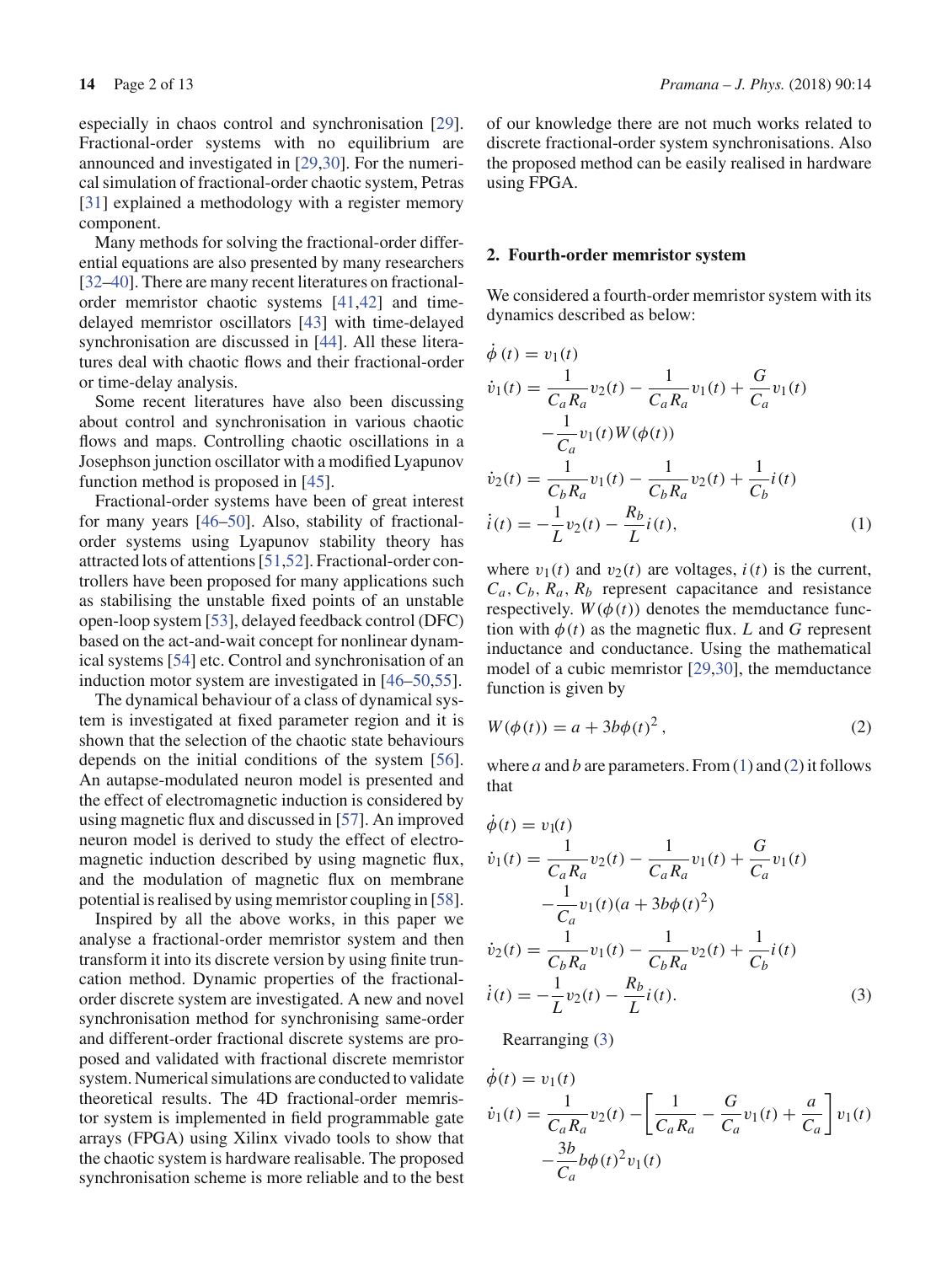especially in chaos control and synchronisation [29]. Fractional-order systems with no equilibrium are announced and investigated in [29,30]. For the numerical simulation of fractional-order chaotic system, Petras [31] explained a methodology with a register memory component.

Many methods for solving the fractional-order differential equations are also presented by many researchers [32–40]. There are many recent literatures on fractional-order memristor chaotic systems [41,42] and time-delayed memristor oscillators [43] with time-delayed synchronisation are discussed in [44]. All these literatures deal with chaotic flows and their fractional-order or time-delay analysis.

Some recent literatures have also been discussing about control and synchronisation in various chaotic flows and maps. Controlling chaotic oscillations in a Josephson junction oscillator with a modified Lyapunov function method is proposed in [45].

Fractional-order systems have been of great interest for many years [46–50]. Also, stability of fractional-order systems using Lyapunov stability theory has attracted lots of attentions [51,52]. Fractional-order controllers have been proposed for many applications such as stabilising the unstable fixed points of an unstable open-loop system [53], delayed feedback control (DFC) based on the act-and-wait concept for nonlinear dynamical systems [54] etc. Control and synchronisation of an induction motor system are investigated in [46–50,55].

The dynamical behaviour of a class of dynamical system is investigated at fixed parameter region and it is shown that the selection of the chaotic state behaviours depends on the initial conditions of the system [56]. An autapse-modulated neuron model is presented and the effect of electromagnetic induction is considered by using magnetic flux and discussed in [57]. An improved neuron model is derived to study the effect of electromagnetic induction described by using magnetic flux, and the modulation of magnetic flux on membrane potential is realised by using memristor coupling in [58].

Inspired by all the above works, in this paper we analyse a fractional-order memristor system and then transform it into its discrete version by using finite truncation method. Dynamic properties of the fractional-order discrete system are investigated. A new and novel synchronisation method for synchronising same-order and different-order fractional discrete systems are proposed and validated with fractional discrete memristor system. Numerical simulations are conducted to validate theoretical results. The 4D fractional-order memristor system is implemented in field programmable gate arrays (FPGA) using Xilinx vivado tools to show that the chaotic system is hardware realisable. The proposed synchronisation scheme is more reliable and to the best of our knowledge there are not much works related to discrete fractional-order system synchronisations. Also the proposed method can be easily realised in hardware using FPGA.

## 2. Fourth-order memristor system

We considered a fourth-order memristor system with its dynamics described as below:

$$
\begin{aligned}
\dot{\phi}(t) &= v_1(t)\\
\dot{v}_1(t) &= \frac{1}{C_a R_a} v_2(t) - \frac{1}{C_a R_a} v_1(t) + \frac{G}{C_a} v_1(t)\\
&\quad - \frac{1}{C_a} v_1(t) W(\phi(t))\\
\dot{v}_2(t) &= \frac{1}{C_b R_a} v_1(t) - \frac{1}{C_b R_a} v_2(t) + \frac{1}{C_b} i(t)\\
\dot{i}(t) &= -\frac{1}{L} v_2(t) - \frac{R_b}{L} i(t),
\end{aligned}
\tag{1}
$$

where $v_1(t)$ and $v_2(t)$ are voltages, $i(t)$ is the current, $C_a, C_b, R_a, R_b$ represent capacitance and resistance respectively. $W(\phi(t))$ denotes the memductance function with $\phi(t)$ as the magnetic flux. $L$ and $G$ represent inductance and conductance. Using the mathematical model of a cubic memristor [29,30], the memductance function is given by

$$
W(\phi(t)) = a + 3b\phi(t)^2\,, \tag{2}
$$

where $a$ and $b$ are parameters. From (1) and (2) it follows that

$$
\begin{aligned}
\dot{\phi}(t) &= v_1(t)\\
\dot{v}_1(t) &= \frac{1}{C_a R_a} v_2(t) - \frac{1}{C_a R_a} v_1(t) + \frac{G}{C_a} v_1(t)\\
&\quad - \frac{1}{C_a} v_1(t)(a + 3b\phi(t)^2)\\
\dot{v}_2(t) &= \frac{1}{C_b R_a} v_1(t) - \frac{1}{C_b R_a} v_2(t) + \frac{1}{C_b} i(t)\\
\dot{i}(t) &= -\frac{1}{L} v_2(t) - \frac{R_b}{L} i(t).
\end{aligned}
\tag{3}
$$

Rearranging (3)

$$
\begin{aligned}
\dot{\phi}(t) &= v_1(t)\\
\dot{v}_1(t) &= \frac{1}{C_a R_a} v_2(t) - \left[\frac{1}{C_a R_a} - \frac{G}{C_a} v_1(t) + \frac{a}{C_a}\right] v_1(t)\\
&\quad - \frac{3b}{C_a} b\phi(t)^2 v_1(t)
\end{aligned}
$$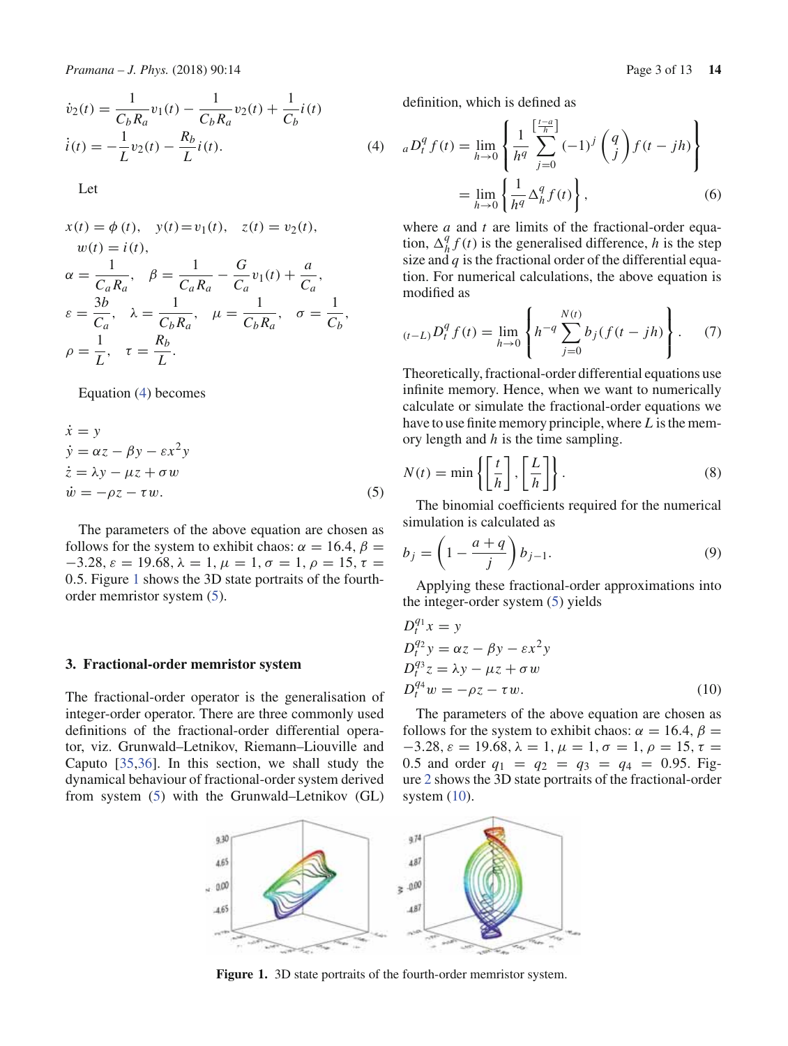$$\dot{v}_2(t) = \frac{1}{C_b R_a} v_1(t) - \frac{1}{C_b R_a} v_2(t) + \frac{1}{C_b} i(t)$$

$$\dot{i}(t) = -\frac{1}{L} v_2(t) - \frac{R_b}{L} i(t). \tag{4}$$

Let

$$x(t) = \phi(t), \quad y(t) = v_1(t), \quad z(t) = v_2(t), \quad w(t) = i(t),$$

$$\alpha = \frac{1}{C_a R_a}, \quad \beta = \frac{1}{C_a R_a} - \frac{G}{C_a} v_1(t) + \frac{a}{C_a},$$

$$\varepsilon = \frac{3b}{C_a}, \quad \lambda = \frac{1}{C_b R_a}, \quad \mu = \frac{1}{C_b R_a}, \quad \sigma = \frac{1}{C_b},$$

$$\rho = \frac{1}{L}, \quad \tau = \frac{R_b}{L}.$$

Equation (4) becomes

$$\begin{aligned}
\dot{x} &= y \\
\dot{y} &= \alpha z - \beta y - \varepsilon x^2 y \\
\dot{z} &= \lambda y - \mu z + \sigma w \\
\dot{w} &= -\rho z - \tau w.
\end{aligned} \tag{5}$$

The parameters of the above equation are chosen as follows for the system to exhibit chaos: $\alpha = 16.4$, $\beta = -3.28$, $\varepsilon = 19.68$, $\lambda = 1$, $\mu = 1$, $\sigma = 1$, $\rho = 15$, $\tau = 0.5$. Figure 1 shows the 3D state portraits of the fourth-order memristor system (5).

## 3. Fractional-order memristor system

The fractional-order operator is the generalisation of integer-order operator. There are three commonly used definitions of the fractional-order differential operator, viz. Grunwald–Letnikov, Riemann–Liouville and Caputo [35,36]. In this section, we shall study the dynamical behaviour of fractional-order system derived from system (5) with the Grunwald–Letnikov (GL) definition, which is defined as

$$\begin{aligned}
{}_aD_t^q f(t) &= \lim_{h \to 0} \left\{ \frac{1}{h^q} \sum_{j=0}^{\left[\frac{t-a}{h}\right]} (-1)^j \binom{q}{j} f(t - jh) \right\} \\
&= \lim_{h \to 0} \left\{ \frac{1}{h^q} \Delta_h^q f(t) \right\},
\end{aligned} \tag{6}$$

where $a$ and $t$ are limits of the fractional-order equation, $\Delta_h^q f(t)$ is the generalised difference, $h$ is the step size and $q$ is the fractional order of the differential equation. For numerical calculations, the above equation is modified as

$${}_{(t-L)}D_t^q f(t) = \lim_{h \to 0} \left\{ h^{-q} \sum_{j=0}^{N(t)} b_j (f(t - jh) \right\}. \tag{7}$$

Theoretically, fractional-order differential equations use infinite memory. Hence, when we want to numerically calculate or simulate the fractional-order equations we have to use finite memory principle, where $L$ is the memory length and $h$ is the time sampling.

$$N(t) = \min \left\{ \left[\frac{t}{h}\right], \left[\frac{L}{h}\right] \right\}. \tag{8}$$

The binomial coefficients required for the numerical simulation is calculated as

$$b_j = \left(1 - \frac{a+q}{j}\right) b_{j-1}. \tag{9}$$

Applying these fractional-order approximations into the integer-order system (5) yields

$$\begin{aligned}
D_t^{q_1} x &= y \\
D_t^{q_2} y &= \alpha z - \beta y - \varepsilon x^2 y \\
D_t^{q_3} z &= \lambda y - \mu z + \sigma w \\
D_t^{q_4} w &= -\rho z - \tau w.
\end{aligned} \tag{10}$$

The parameters of the above equation are chosen as follows for the system to exhibit chaos: $\alpha = 16.4$, $\beta = -3.28$, $\varepsilon = 19.68$, $\lambda = 1$, $\mu = 1$, $\sigma = 1$, $\rho = 15$, $\tau = 0.5$ and order $q_1 = q_2 = q_3 = q_4 = 0.95$. Figure 2 shows the 3D state portraits of the fractional-order system (10).

**Figure 1.** 3D state portraits of the fourth-order memristor system.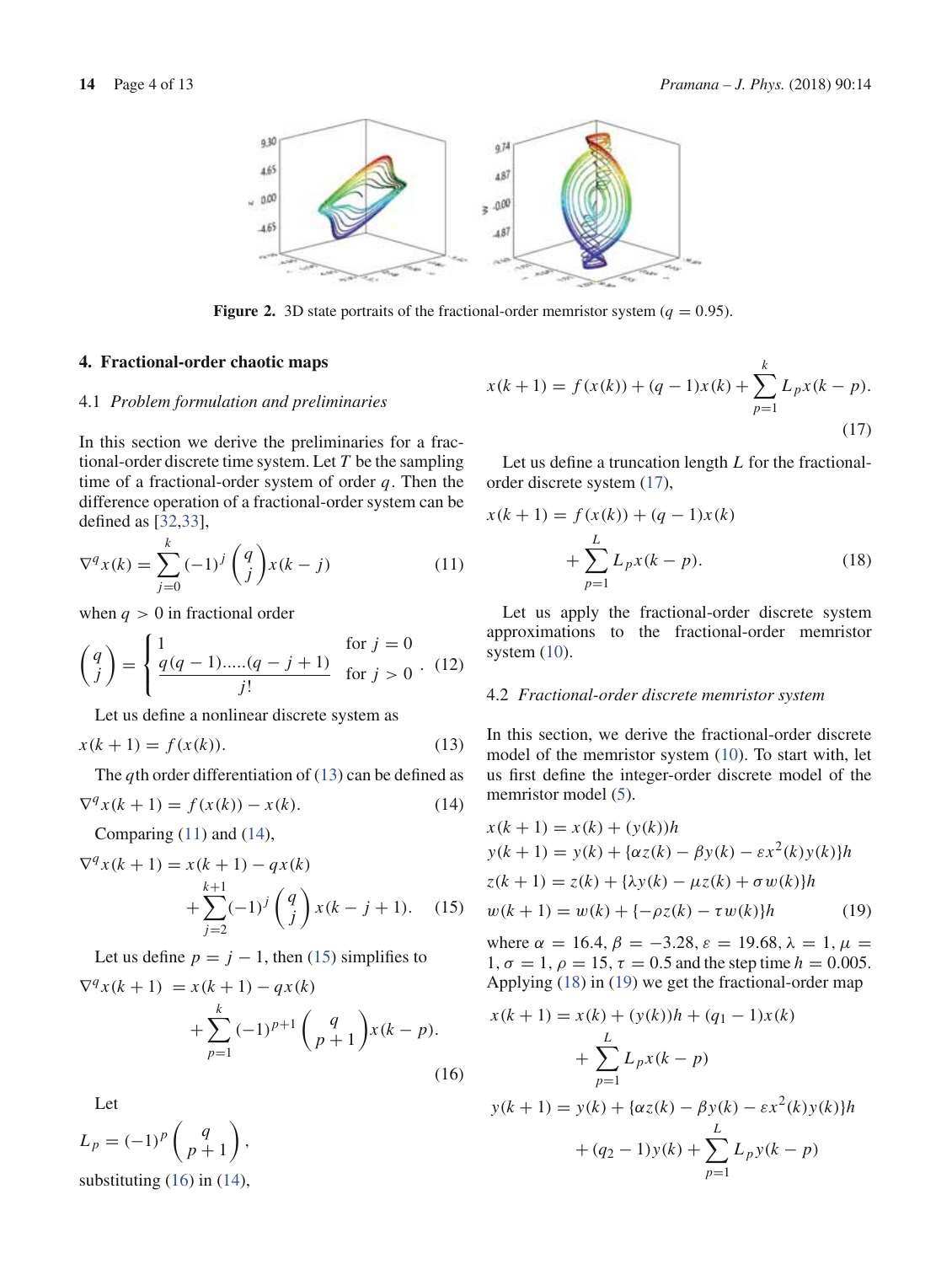Figure 2. 3D state portraits of the fractional-order memristor system ($q = 0.95$).

## 4. Fractional-order chaotic maps

### 4.1 *Problem formulation and preliminaries*

In this section we derive the preliminaries for a fractional-order discrete time system. Let $T$ be the sampling time of a fractional-order system of order $q$. Then the difference operation of a fractional-order system can be defined as [32,33],

$$\nabla^q x(k) = \sum_{j=0}^{k} (-1)^j \binom{q}{j} x(k-j) \tag{11}$$

when $q > 0$ in fractional order

$$\binom{q}{j} = \begin{cases} 1 & \text{for } j = 0 \\ \dfrac{q(q-1).....(q-j+1)}{j!} & \text{for } j > 0 \end{cases}. \tag{12}$$

Let us define a nonlinear discrete system as

$$x(k+1) = f(x(k)). \tag{13}$$

The $q$th order differentiation of (13) can be defined as

$$\nabla^q x(k+1) = f(x(k)) - x(k). \tag{14}$$

Comparing (11) and (14),

$$\nabla^q x(k+1) = x(k+1) - qx(k) + \sum_{j=2}^{k+1} (-1)^j \binom{q}{j} x(k-j+1). \tag{15}$$

Let us define $p = j - 1$, then (15) simplifies to

$$\nabla^q x(k+1) = x(k+1) - qx(k) + \sum_{p=1}^{k} (-1)^{p+1} \binom{q}{p+1} x(k-p). \tag{16}$$

Let

$$L_p = (-1)^p \binom{q}{p+1},$$

substituting (16) in (14),

$$x(k+1) = f(x(k)) + (q-1)x(k) + \sum_{p=1}^{k} L_p x(k-p). \tag{17}$$

Let us define a truncation length $L$ for the fractional-order discrete system (17),

$$x(k+1) = f(x(k)) + (q-1)x(k) + \sum_{p=1}^{L} L_p x(k-p). \tag{18}$$

Let us apply the fractional-order discrete system approximations to the fractional-order memristor system (10).

### 4.2 *Fractional-order discrete memristor system*

In this section, we derive the fractional-order discrete model of the memristor system (10). To start with, let us first define the integer-order discrete model of the memristor model (5).

$$\begin{aligned}
x(k+1) &= x(k) + (y(k))h \\
y(k+1) &= y(k) + \{\alpha z(k) - \beta y(k) - \varepsilon x^2(k) y(k)\}h \\
z(k+1) &= z(k) + \{\lambda y(k) - \mu z(k) + \sigma w(k)\}h \\
w(k+1) &= w(k) + \{-\rho z(k) - \tau w(k)\}h
\end{aligned} \tag{19}$$

where $\alpha = 16.4$, $\beta = -3.28$, $\varepsilon = 19.68$, $\lambda = 1$, $\mu = 1$, $\sigma = 1$, $\rho = 15$, $\tau = 0.5$ and the step time $h = 0.005$. Applying (18) in (19) we get the fractional-order map

$$\begin{aligned}
x(k+1) &= x(k) + (y(k))h + (q_1 - 1)x(k) + \sum_{p=1}^{L} L_p x(k-p) \\
y(k+1) &= y(k) + \{\alpha z(k) - \beta y(k) - \varepsilon x^2(k) y(k)\}h + (q_2 - 1)y(k) + \sum_{p=1}^{L} L_p y(k-p)
\end{aligned}$$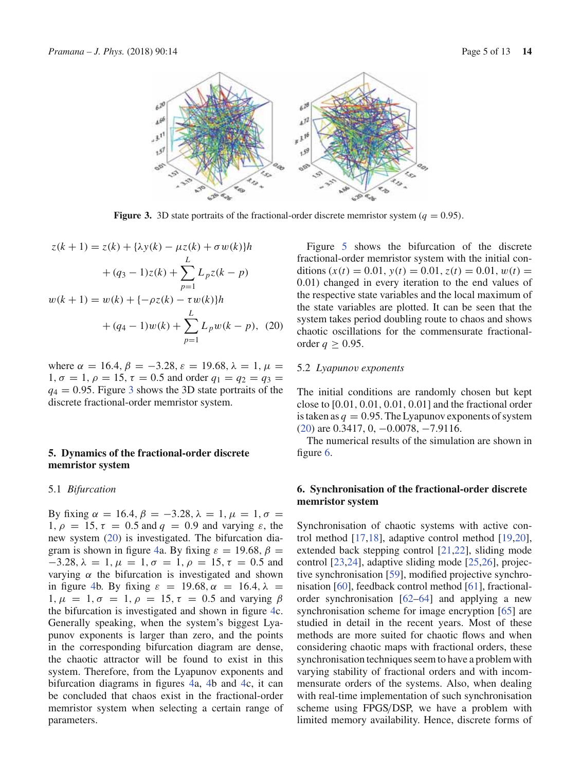Figure 3. 3D state portraits of the fractional-order discrete memristor system ($q = 0.95$).

$$
\begin{aligned}
z(k+1) &= z(k) + \{\lambda y(k) - \mu z(k) + \sigma w(k)\}h \\
&\quad + (q_3 - 1)z(k) + \sum_{p=1}^{L} L_p z(k-p) \\
w(k+1) &= w(k) + \{-\rho z(k) - \tau w(k)\}h \\
&\quad + (q_4 - 1)w(k) + \sum_{p=1}^{L} L_p w(k-p), \quad (20)
\end{aligned}
$$

where $\alpha = 16.4, \beta = -3.28, \varepsilon = 19.68, \lambda = 1, \mu = 1, \sigma = 1, \rho = 15, \tau = 0.5$ and order $q_1 = q_2 = q_3 = q_4 = 0.95$. Figure 3 shows the 3D state portraits of the discrete fractional-order memristor system.

## 5. Dynamics of the fractional-order discrete memristor system

### 5.1 *Bifurcation*

By fixing $\alpha = 16.4, \beta = -3.28, \lambda = 1, \mu = 1, \sigma = 1, \rho = 15, \tau = 0.5$ and $q = 0.9$ and varying $\varepsilon$, the new system (20) is investigated. The bifurcation diagram is shown in figure 4a. By fixing $\varepsilon = 19.68, \beta = -3.28, \lambda = 1, \mu = 1, \sigma = 1, \rho = 15, \tau = 0.5$ and varying $\alpha$ the bifurcation is investigated and shown in figure 4b. By fixing $\varepsilon = 19.68, \alpha = 16.4, \lambda = 1, \mu = 1, \sigma = 1, \rho = 15, \tau = 0.5$ and varying $\beta$ the bifurcation is investigated and shown in figure 4c. Generally speaking, when the system's biggest Lyapunov exponents is larger than zero, and the points in the corresponding bifurcation diagram are dense, the chaotic attractor will be found to exist in this system. Therefore, from the Lyapunov exponents and bifurcation diagrams in figures 4a, 4b and 4c, it can be concluded that chaos exist in the fractional-order memristor system when selecting a certain range of parameters.

Figure 5 shows the bifurcation of the discrete fractional-order memristor system with the initial conditions ($x(t) = 0.01, y(t) = 0.01, z(t) = 0.01, w(t) = 0.01$) changed in every iteration to the end values of the respective state variables and the local maximum of the state variables are plotted. It can be seen that the system takes period doubling route to chaos and shows chaotic oscillations for the commensurate fractional-order $q \geq 0.95$.

### 5.2 *Lyapunov exponents*

The initial conditions are randomly chosen but kept close to [0.01, 0.01, 0.01, 0.01] and the fractional order is taken as $q = 0.95$. The Lyapunov exponents of system (20) are 0.3417, 0, −0.0078, −7.9116.

The numerical results of the simulation are shown in figure 6.

## 6. Synchronisation of the fractional-order discrete memristor system

Synchronisation of chaotic systems with active control method [17,18], adaptive control method [19,20], extended back stepping control [21,22], sliding mode control [23,24], adaptive sliding mode [25,26], projective synchronisation [59], modified projective synchronisation [60], feedback control method [61], fractional-order synchronisation [62–64] and applying a new synchronisation scheme for image encryption [65] are studied in detail in the recent years. Most of these methods are more suited for chaotic flows and when considering chaotic maps with fractional orders, these synchronisation techniques seem to have a problem with varying stability of fractional orders and with incommensurate orders of the systems. Also, when dealing with real-time implementation of such synchronisation scheme using FPGS/DSP, we have a problem with limited memory availability. Hence, discrete forms of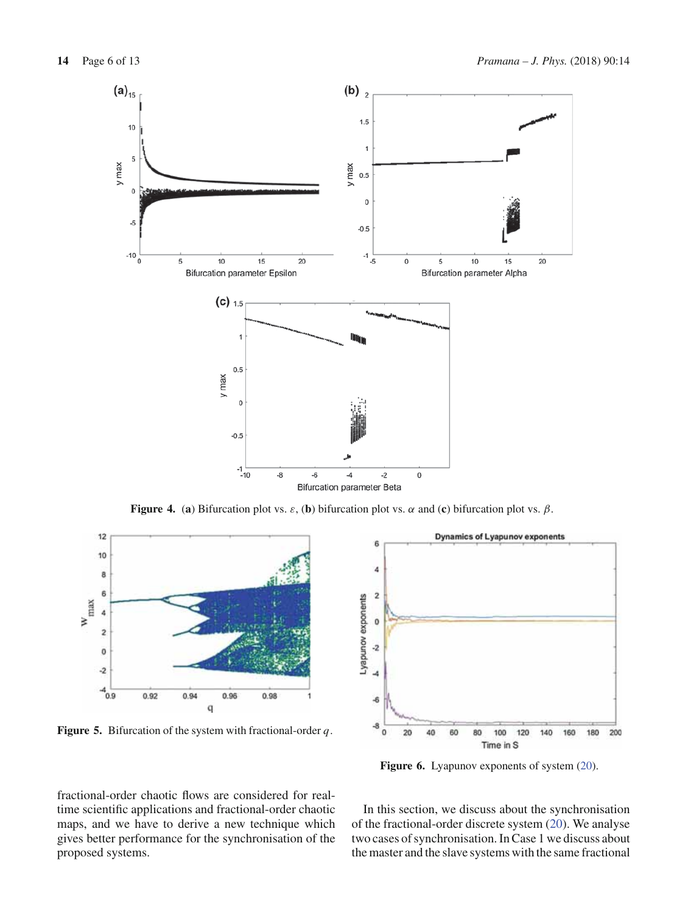Figure 4. (a) Bifurcation plot vs. $\varepsilon$, (b) bifurcation plot vs. $\alpha$ and (c) bifurcation plot vs. $\beta$.

Figure 5. Bifurcation of the system with fractional-order $q$.

Figure 6. Lyapunov exponents of system (20).

fractional-order chaotic flows are considered for real-time scientific applications and fractional-order chaotic maps, and we have to derive a new technique which gives better performance for the synchronisation of the proposed systems.

In this section, we discuss about the synchronisation of the fractional-order discrete system (20). We analyse two cases of synchronisation. In Case 1 we discuss about the master and the slave systems with the same fractional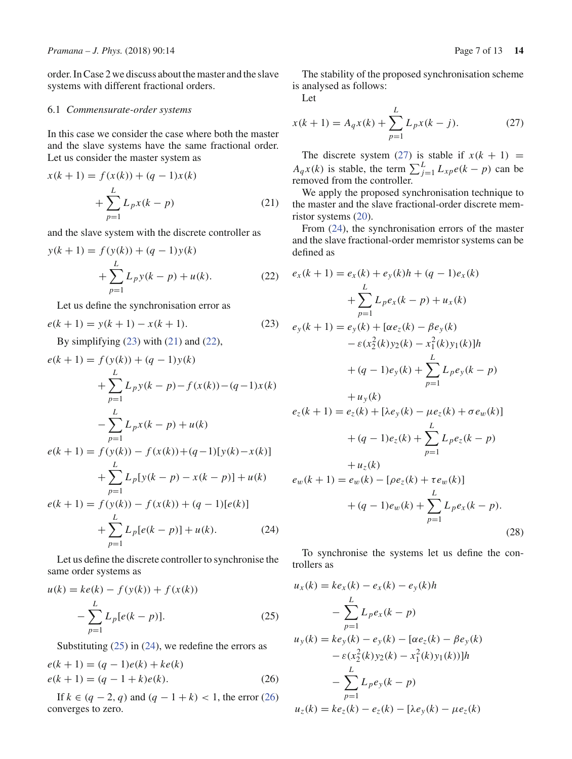order. In Case 2 we discuss about the master and the slave systems with different fractional orders.

### 6.1 *Commensurate-order systems*

In this case we consider the case where both the master and the slave systems have the same fractional order. Let us consider the master system as

$$x(k+1) = f(x(k)) + (q-1)x(k) + \sum_{p=1}^{L} L_p x(k-p) \tag{21}$$

and the slave system with the discrete controller as

$$y(k+1) = f(y(k)) + (q-1)y(k) + \sum_{p=1}^{L} L_p y(k-p) + u(k). \tag{22}$$

Let us define the synchronisation error as

$$e(k+1) = y(k+1) - x(k+1). \tag{23}$$

By simplifying (23) with (21) and (22),

$$\begin{aligned}
e(k+1) &= f(y(k)) + (q-1)y(k) + \sum_{p=1}^{L} L_p y(k-p) - f(x(k)) - (q-1)x(k) \\
&\quad - \sum_{p=1}^{L} L_p x(k-p) + u(k) \\
e(k+1) &= f(y(k)) - f(x(k)) + (q-1)[y(k) - x(k)] \\
&\quad + \sum_{p=1}^{L} L_p [y(k-p) - x(k-p)] + u(k) \\
e(k+1) &= f(y(k)) - f(x(k)) + (q-1)[e(k)] \\
&\quad + \sum_{p=1}^{L} L_p [e(k-p)] + u(k).
\end{aligned} \tag{24}$$

Let us define the discrete controller to synchronise the same order systems as

$$u(k) = ke(k) - f(y(k)) + f(x(k)) - \sum_{p=1}^{L} L_p [e(k-p)]. \tag{25}$$

Substituting (25) in (24), we redefine the errors as

$$\begin{aligned}
e(k+1) &= (q-1)e(k) + ke(k) \\
e(k+1) &= (q-1+k)e(k).
\end{aligned} \tag{26}$$

If $k \in (q-2, q)$ and $(q-1+k) < 1$, the error (26) converges to zero.

The stability of the proposed synchronisation scheme is analysed as follows:

Let

$$x(k+1) = A_q x(k) + \sum_{p=1}^{L} L_p x(k-j). \tag{27}$$

The discrete system (27) is stable if $x(k+1) = A_q x(k)$ is stable, the term $\sum_{j=1}^{L} L_{xp} e(k-p)$ can be removed from the controller.

We apply the proposed synchronisation technique to the master and the slave fractional-order discrete memristor systems (20).

From (24), the synchronisation errors of the master and the slave fractional-order memristor systems can be defined as

$$\begin{aligned}
e_x(k+1) &= e_x(k) + e_y(k)h + (q-1)e_x(k) \\
&\quad + \sum_{p=1}^{L} L_p e_x(k-p) + u_x(k) \\
e_y(k+1) &= e_y(k) + [\alpha e_z(k) - \beta e_y(k) \\
&\quad - \varepsilon(x_2^2(k)y_2(k) - x_1^2(k)y_1(k)]h \\
&\quad + (q-1)e_y(k) + \sum_{p=1}^{L} L_p e_y(k-p) \\
&\quad + u_y(k) \\
e_z(k+1) &= e_z(k) + [\lambda e_y(k) - \mu e_z(k) + \sigma e_w(k)] \\
&\quad + (q-1)e_z(k) + \sum_{p=1}^{L} L_p e_z(k-p) \\
&\quad + u_z(k) \\
e_w(k+1) &= e_w(k) - [\rho e_z(k) + \tau e_w(k)] \\
&\quad + (q-1)e_w(k) + \sum_{p=1}^{L} L_p e_x(k-p).
\end{aligned} \tag{28}$$

To synchronise the systems let us define the controllers as

$$\begin{aligned}
u_x(k) &= ke_x(k) - e_x(k) - e_y(k)h \\
&\quad - \sum_{p=1}^{L} L_p e_x(k-p) \\
u_y(k) &= ke_y(k) - e_y(k) - [\alpha e_z(k) - \beta e_y(k) \\
&\quad - \varepsilon(x_2^2(k)y_2(k) - x_1^2(k)y_1(k))]h \\
&\quad - \sum_{p=1}^{L} L_p e_y(k-p) \\
u_z(k) &= ke_z(k) - e_z(k) - [\lambda e_y(k) - \mu e_z(k)
\end{aligned}$$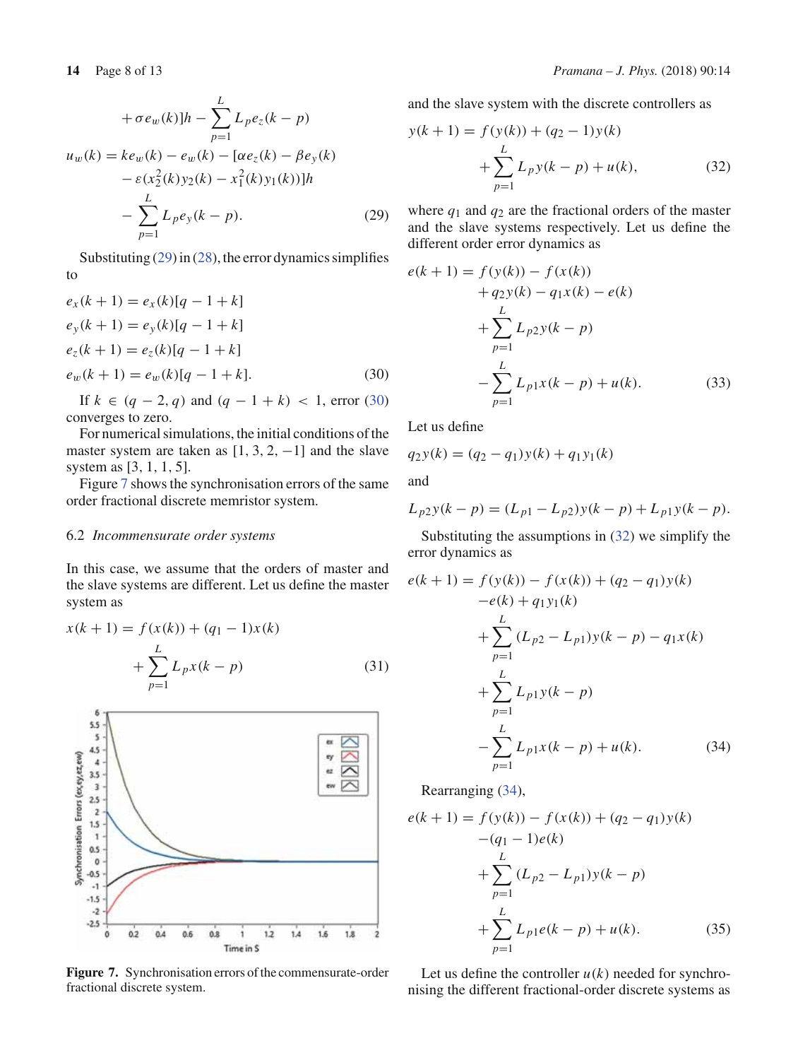$$
+\sigma e_w(k)]h - \sum_{p=1}^{L} L_p e_z(k-p)
$$

$$
\begin{aligned}
u_w(k) &= k e_w(k) - e_w(k) - [\alpha e_z(k) - \beta e_y(k) \\
&\quad - \varepsilon (x_2^2(k) y_2(k) - x_1^2(k) y_1(k))]h \\
&\quad - \sum_{p=1}^{L} L_p e_y(k-p).
\end{aligned} \tag{29}
$$

Substituting (29) in (28), the error dynamics simplifies to

$$
\begin{aligned}
e_x(k+1) &= e_x(k)[q-1+k] \\
e_y(k+1) &= e_y(k)[q-1+k] \\
e_z(k+1) &= e_z(k)[q-1+k] \\
e_w(k+1) &= e_w(k)[q-1+k].
\end{aligned} \tag{30}
$$

If $k \in (q-2, q)$ and $(q-1+k) < 1$, error (30) converges to zero.

For numerical simulations, the initial conditions of the master system are taken as $[1, 3, 2, -1]$ and the slave system as $[3, 1, 1, 5]$.

Figure 7 shows the synchronisation errors of the same order fractional discrete memristor system.

Figure 7. Synchronisation errors of the commensurate-order fractional discrete system.

### 6.2 *Incommensurate order systems*

In this case, we assume that the orders of master and the slave systems are different. Let us define the master system as

$$
x(k+1) = f(x(k)) + (q_1 - 1)x(k) + \sum_{p=1}^{L} L_p x(k-p) \tag{31}
$$

and the slave system with the discrete controllers as

$$
y(k+1) = f(y(k)) + (q_2 - 1)y(k) + \sum_{p=1}^{L} L_p y(k-p) + u(k), \tag{32}
$$

where $q_1$ and $q_2$ are the fractional orders of the master and the slave systems respectively. Let us define the different order error dynamics as

$$
\begin{aligned}
e(k+1) &= f(y(k)) - f(x(k)) \\
&\quad + q_2 y(k) - q_1 x(k) - e(k) \\
&\quad + \sum_{p=1}^{L} L_{p2} y(k-p) \\
&\quad - \sum_{p=1}^{L} L_{p1} x(k-p) + u(k).
\end{aligned} \tag{33}
$$

Let us define

$$
q_2 y(k) = (q_2 - q_1) y(k) + q_1 y_1(k)
$$

and

$$
L_{p2} y(k-p) = (L_{p1} - L_{p2}) y(k-p) + L_{p1} y(k-p).
$$

Substituting the assumptions in (32) we simplify the error dynamics as

$$
\begin{aligned}
e(k+1) &= f(y(k)) - f(x(k)) + (q_2 - q_1) y(k) \\
&\quad - e(k) + q_1 y_1(k) \\
&\quad + \sum_{p=1}^{L} (L_{p2} - L_{p1}) y(k-p) - q_1 x(k) \\
&\quad + \sum_{p=1}^{L} L_{p1} y(k-p) \\
&\quad - \sum_{p=1}^{L} L_{p1} x(k-p) + u(k).
\end{aligned} \tag{34}
$$

Rearranging (34),

$$
\begin{aligned}
e(k+1) &= f(y(k)) - f(x(k)) + (q_2 - q_1) y(k) \\
&\quad - (q_1 - 1) e(k) \\
&\quad + \sum_{p=1}^{L} (L_{p2} - L_{p1}) y(k-p) \\
&\quad + \sum_{p=1}^{L} L_{p1} e(k-p) + u(k).
\end{aligned} \tag{35}
$$

Let us define the controller $u(k)$ needed for synchronising the different fractional-order discrete systems as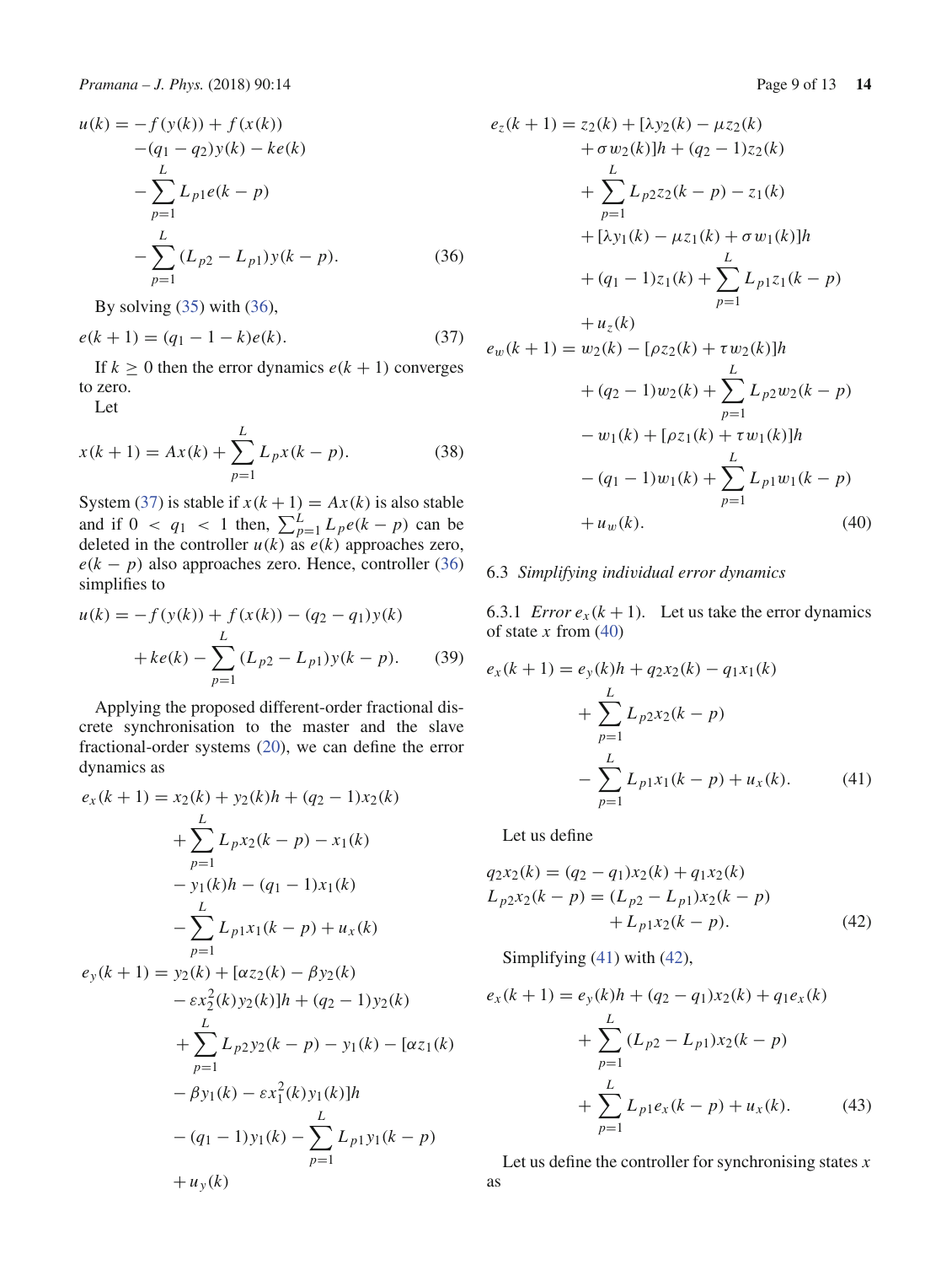$$
\begin{aligned}
u(k) = & -f(y(k)) + f(x(k)) \\
& -(q_1 - q_2)y(k) - ke(k) \\
& - \sum_{p=1}^{L} L_{p1} e(k-p) \\
& - \sum_{p=1}^{L} (L_{p2} - L_{p1}) y(k-p). \qquad (36)
\end{aligned}
$$

By solving (35) with (36),

$$
e(k+1) = (q_1 - 1 - k)e(k). \qquad (37)
$$

If $k \geq 0$ then the error dynamics $e(k+1)$ converges to zero.

Let

$$
x(k+1) = Ax(k) + \sum_{p=1}^{L} L_p x(k-p). \qquad (38)
$$

System (37) is stable if $x(k+1) = Ax(k)$ is also stable and if $0 < q_1 < 1$ then, $\sum_{p=1}^{L} L_p e(k-p)$ can be deleted in the controller $u(k)$ as $e(k)$ approaches zero, $e(k-p)$ also approaches zero. Hence, controller (36) simplifies to

$$
\begin{aligned}
u(k) = & -f(y(k)) + f(x(k)) - (q_2 - q_1)y(k) \\
& + ke(k) - \sum_{p=1}^{L} (L_{p2} - L_{p1}) y(k-p). \qquad (39)
\end{aligned}
$$

Applying the proposed different-order fractional discrete synchronisation to the master and the slave fractional-order systems (20), we can define the error dynamics as

$$
\begin{aligned}
e_x(k+1) = & \, x_2(k) + y_2(k)h + (q_2 - 1)x_2(k) \\
& + \sum_{p=1}^{L} L_p x_2(k-p) - x_1(k) \\
& - y_1(k)h - (q_1 - 1)x_1(k) \\
& - \sum_{p=1}^{L} L_{p1} x_1(k-p) + u_x(k) \\
e_y(k+1) = & \, y_2(k) + [\alpha z_2(k) - \beta y_2(k) \\
& - \varepsilon x_2^2(k) y_2(k)]h + (q_2 - 1)y_2(k) \\
& + \sum_{p=1}^{L} L_{p2} y_2(k-p) - y_1(k) - [\alpha z_1(k) \\
& - \beta y_1(k) - \varepsilon x_1^2(k) y_1(k)]h \\
& - (q_1 - 1)y_1(k) - \sum_{p=1}^{L} L_{p1} y_1(k-p) \\
& + u_y(k) \\
e_z(k+1) = & \, z_2(k) + [\lambda y_2(k) - \mu z_2(k) \\
& + \sigma w_2(k)]h + (q_2 - 1)z_2(k) \\
& + \sum_{p=1}^{L} L_{p2} z_2(k-p) - z_1(k) \\
& + [\lambda y_1(k) - \mu z_1(k) + \sigma w_1(k)]h \\
& + (q_1 - 1)z_1(k) + \sum_{p=1}^{L} L_{p1} z_1(k-p) \\
& + u_z(k) \\
e_w(k+1) = & \, w_2(k) - [\rho z_2(k) + \tau w_2(k)]h \\
& + (q_2 - 1)w_2(k) + \sum_{p=1}^{L} L_{p2} w_2(k-p) \\
& - w_1(k) + [\rho z_1(k) + \tau w_1(k)]h \\
& - (q_1 - 1)w_1(k) + \sum_{p=1}^{L} L_{p1} w_1(k-p) \\
& + u_w(k). \qquad (40)
\end{aligned}
$$

### 6.3 *Simplifying individual error dynamics*

6.3.1 *Error* $e_x(k+1)$. Let us take the error dynamics of state $x$ from (40)

$$
\begin{aligned}
e_x(k+1) = & \, e_y(k)h + q_2 x_2(k) - q_1 x_1(k) \\
& + \sum_{p=1}^{L} L_{p2} x_2(k-p) \\
& - \sum_{p=1}^{L} L_{p1} x_1(k-p) + u_x(k). \qquad (41)
\end{aligned}
$$

Let us define

$$
\begin{aligned}
q_2 x_2(k) &= (q_2 - q_1)x_2(k) + q_1 x_2(k) \\
L_{p2} x_2(k-p) &= (L_{p2} - L_{p1}) x_2(k-p) \\
& \quad + L_{p1} x_2(k-p). \qquad (42)
\end{aligned}
$$

Simplifying (41) with (42),

$$
\begin{aligned}
e_x(k+1) = & \, e_y(k)h + (q_2 - q_1)x_2(k) + q_1 e_x(k) \\
& + \sum_{p=1}^{L} (L_{p2} - L_{p1}) x_2(k-p) \\
& + \sum_{p=1}^{L} L_{p1} e_x(k-p) + u_x(k). \qquad (43)
\end{aligned}
$$

Let us define the controller for synchronising states $x$ as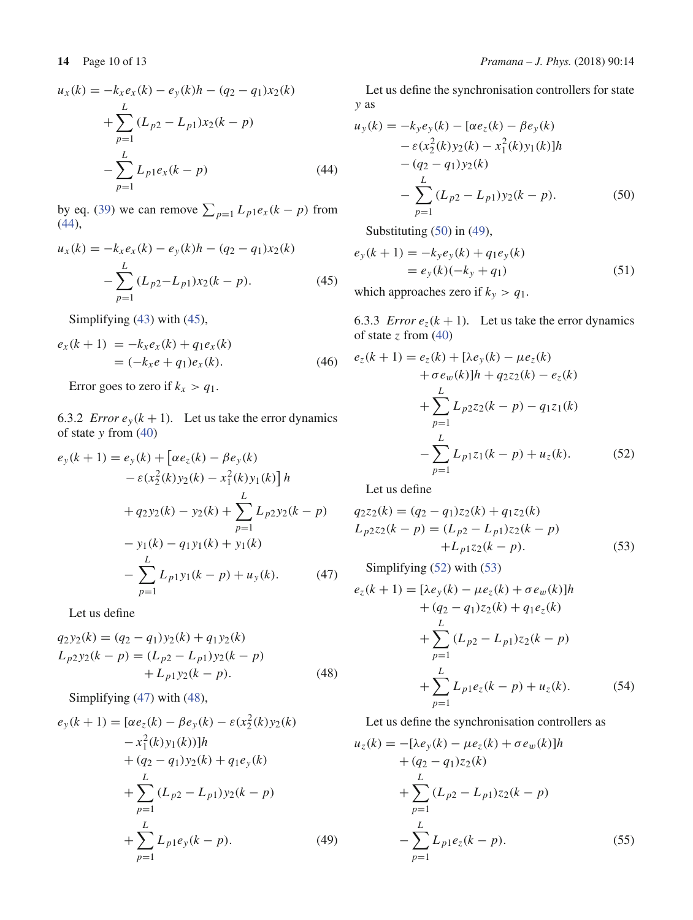$$
\begin{aligned}
u_x(k) = &-k_x e_x(k) - e_y(k)h - (q_2 - q_1)x_2(k) \\
&+ \sum_{p=1}^{L} (L_{p2} - L_{p1})x_2(k-p) \\
&- \sum_{p=1}^{L} L_{p1} e_x(k-p)
\end{aligned}
\tag{44}
$$

by eq. (39) we can remove $\sum_{p=1} L_{p1} e_x(k-p)$ from (44),

$$
\begin{aligned}
u_x(k) = &-k_x e_x(k) - e_y(k)h - (q_2 - q_1)x_2(k) \\
&- \sum_{p=1}^{L} (L_{p2} - L_{p1})x_2(k-p).
\end{aligned}
\tag{45}
$$

Simplifying (43) with (45),

$$
\begin{aligned}
e_x(k+1) &= -k_x e_x(k) + q_1 e_x(k) \\
&= (-k_x e + q_1) e_x(k).
\end{aligned}
\tag{46}
$$

Error goes to zero if $k_x > q_1$.

#### 6.3.2 *Error* $e_y(k+1)$.

Let us take the error dynamics of state $y$ from (40)

$$
\begin{aligned}
e_y(k+1) = &e_y(k) + \left[\alpha e_z(k) - \beta e_y(k)\right. \\
&\left. - \varepsilon(x_2^2(k)y_2(k) - x_1^2(k)y_1(k)\right] h \\
&+ q_2 y_2(k) - y_2(k) + \sum_{p=1}^{L} L_{p2} y_2(k-p) \\
&- y_1(k) - q_1 y_1(k) + y_1(k) \\
&- \sum_{p=1}^{L} L_{p1} y_1(k-p) + u_y(k).
\end{aligned}
\tag{47}
$$

Let us define

$$
\begin{aligned}
q_2 y_2(k) &= (q_2 - q_1) y_2(k) + q_1 y_2(k) \\
L_{p2} y_2(k-p) &= (L_{p2} - L_{p1}) y_2(k-p) \\
&\quad + L_{p1} y_2(k-p).
\end{aligned}
\tag{48}
$$

Simplifying (47) with (48),

$$
\begin{aligned}
e_y(k+1) = &[\alpha e_z(k) - \beta e_y(k) - \varepsilon(x_2^2(k)y_2(k) \\
&- x_1^2(k)y_1(k))]h \\
&+ (q_2 - q_1)y_2(k) + q_1 e_y(k) \\
&+ \sum_{p=1}^{L} (L_{p2} - L_{p1}) y_2(k-p) \\
&+ \sum_{p=1}^{L} L_{p1} e_y(k-p).
\end{aligned}
\tag{49}
$$

Let us define the synchronisation controllers for state $y$ as

$$
\begin{aligned}
u_y(k) = &-k_y e_y(k) - [\alpha e_z(k) - \beta e_y(k) \\
&- \varepsilon(x_2^2(k)y_2(k) - x_1^2(k)y_1(k)]h \\
&- (q_2 - q_1)y_2(k) \\
&- \sum_{p=1}^{L} (L_{p2} - L_{p1}) y_2(k-p).
\end{aligned}
\tag{50}
$$

Substituting (50) in (49),

$$
\begin{aligned}
e_y(k+1) &= -k_y e_y(k) + q_1 e_y(k) \\
&= e_y(k)(-k_y + q_1)
\end{aligned}
\tag{51}
$$

which approaches zero if $k_y > q_1$.

#### 6.3.3 *Error* $e_z(k+1)$.

Let us take the error dynamics of state $z$ from (40)

$$
\begin{aligned}
e_z(k+1) = &e_z(k) + [\lambda e_y(k) - \mu e_z(k) \\
&+ \sigma e_w(k)]h + q_2 z_2(k) - e_z(k) \\
&+ \sum_{p=1}^{L} L_{p2} z_2(k-p) - q_1 z_1(k) \\
&- \sum_{p=1}^{L} L_{p1} z_1(k-p) + u_z(k).
\end{aligned}
\tag{52}
$$

Let us define

$$
\begin{aligned}
q_2 z_2(k) &= (q_2 - q_1) z_2(k) + q_1 z_2(k) \\
L_{p2} z_2(k-p) &= (L_{p2} - L_{p1}) z_2(k-p) \\
&\quad + L_{p1} z_2(k-p).
\end{aligned}
\tag{53}
$$

Simplifying (52) with (53)

$$
\begin{aligned}
e_z(k+1) = &[\lambda e_y(k) - \mu e_z(k) + \sigma e_w(k)]h \\
&+ (q_2 - q_1) z_2(k) + q_1 e_z(k) \\
&+ \sum_{p=1}^{L} (L_{p2} - L_{p1}) z_2(k-p) \\
&+ \sum_{p=1}^{L} L_{p1} e_z(k-p) + u_z(k).
\end{aligned}
\tag{54}
$$

Let us define the synchronisation controllers as

$$
\begin{aligned}
u_z(k) = &-[\lambda e_y(k) - \mu e_z(k) + \sigma e_w(k)]h \\
&+ (q_2 - q_1) z_2(k) \\
&+ \sum_{p=1}^{L} (L_{p2} - L_{p1}) z_2(k-p) \\
&- \sum_{p=1}^{L} L_{p1} e_z(k-p).
\end{aligned}
\tag{55}
$$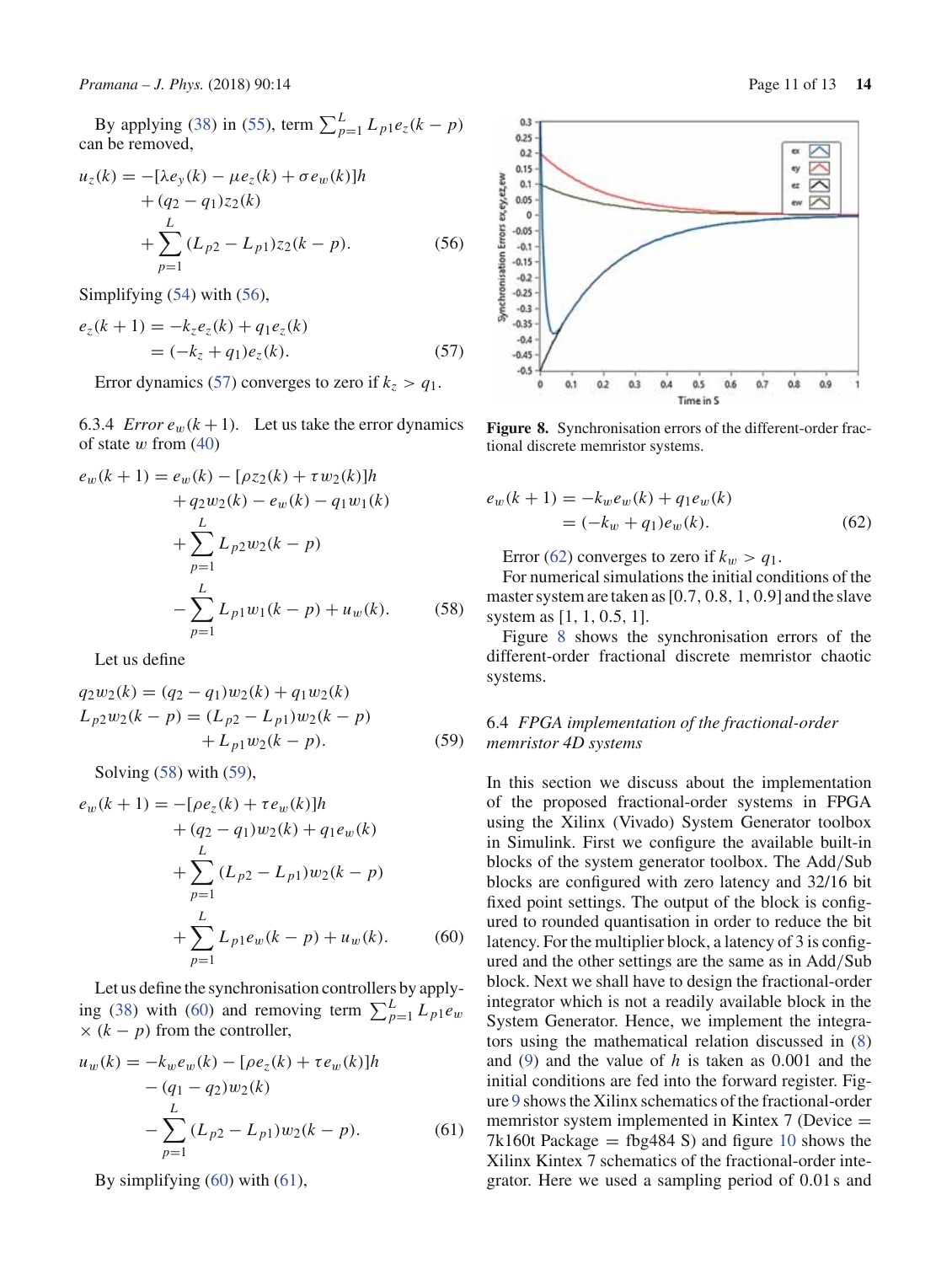By applying (38) in (55), term $\sum_{p=1}^{L} L_{p1}e_z(k-p)$ can be removed,

$$u_z(k) = -[\lambda e_y(k) - \mu e_z(k) + \sigma e_w(k)]h + (q_2 - q_1)z_2(k) + \sum_{p=1}^{L}(L_{p2} - L_{p1})z_2(k-p). \quad (56)$$

Simplifying (54) with (56),

$$e_z(k+1) = -k_z e_z(k) + q_1 e_z(k) = (-k_z + q_1)e_z(k). \quad (57)$$

Error dynamics (57) converges to zero if $k_z > q_1$.

### 6.3.4 *Error $e_w(k+1)$.*

Let us take the error dynamics of state $w$ from (40)

$$e_w(k+1) = e_w(k) - [\rho z_2(k) + \tau w_2(k)]h + q_2 w_2(k) - e_w(k) - q_1 w_1(k) + \sum_{p=1}^{L} L_{p2}w_2(k-p) - \sum_{p=1}^{L} L_{p1}w_1(k-p) + u_w(k). \quad (58)$$

Let us define

$$q_2 w_2(k) = (q_2 - q_1)w_2(k) + q_1 w_2(k)$$
$$L_{p2}w_2(k-p) = (L_{p2} - L_{p1})w_2(k-p) + L_{p1}w_2(k-p). \quad (59)$$

Solving (58) with (59),

$$e_w(k+1) = -[\rho e_z(k) + \tau e_w(k)]h + (q_2 - q_1)w_2(k) + q_1 e_w(k) + \sum_{p=1}^{L}(L_{p2} - L_{p1})w_2(k-p) + \sum_{p=1}^{L} L_{p1}e_w(k-p) + u_w(k). \quad (60)$$

Let us define the synchronisation controllers by applying (38) with (60) and removing term $\sum_{p=1}^{L} L_{p1}e_w \times (k-p)$ from the controller,

$$u_w(k) = -k_w e_w(k) - [\rho e_z(k) + \tau e_w(k)]h - (q_1 - q_2)w_2(k) - \sum_{p=1}^{L}(L_{p2} - L_{p1})w_2(k-p). \quad (61)$$

By simplifying (60) with (61),

Figure 8. Synchronisation errors of the different-order fractional discrete memristor systems.

$$e_w(k+1) = -k_w e_w(k) + q_1 e_w(k) = (-k_w + q_1)e_w(k). \quad (62)$$

Error (62) converges to zero if $k_w > q_1$.

For numerical simulations the initial conditions of the master system are taken as [0.7, 0.8, 1, 0.9] and the slave system as [1, 1, 0.5, 1].

Figure 8 shows the synchronisation errors of the different-order fractional discrete memristor chaotic systems.

## 6.4 *FPGA implementation of the fractional-order memristor 4D systems*

In this section we discuss about the implementation of the proposed fractional-order systems in FPGA using the Xilinx (Vivado) System Generator toolbox in Simulink. First we configure the available built-in blocks of the system generator toolbox. The Add/Sub blocks are configured with zero latency and 32/16 bit fixed point settings. The output of the block is configured to rounded quantisation in order to reduce the bit latency. For the multiplier block, a latency of 3 is configured and the other settings are the same as in Add/Sub block. Next we shall have to design the fractional-order integrator which is not a readily available block in the System Generator. Hence, we implement the integrators using the mathematical relation discussed in (8) and (9) and the value of $h$ is taken as 0.001 and the initial conditions are fed into the forward register. Figure 9 shows the Xilinx schematics of the fractional-order memristor system implemented in Kintex 7 (Device = 7k160t Package = fbg484 S) and figure 10 shows the Xilinx Kintex 7 schematics of the fractional-order integrator. Here we used a sampling period of 0.01 s and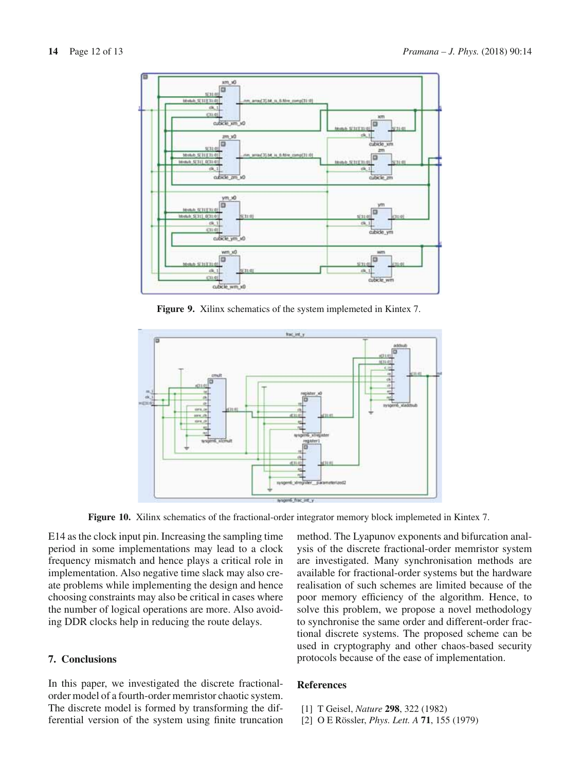Figure 9. Xilinx schematics of the system implemeted in Kintex 7.

Figure 10. Xilinx schematics of the fractional-order integrator memory block implemeted in Kintex 7.

E14 as the clock input pin. Increasing the sampling time period in some implementations may lead to a clock frequency mismatch and hence plays a critical role in implementation. Also negative time slack may also create problems while implementing the design and hence choosing constraints may also be critical in cases where the number of logical operations are more. Also avoiding DDR clocks help in reducing the route delays.

## 7. Conclusions

In this paper, we investigated the discrete fractional-order model of a fourth-order memristor chaotic system. The discrete model is formed by transforming the differential version of the system using finite truncation method. The Lyapunov exponents and bifurcation analysis of the discrete fractional-order memristor system are investigated. Many synchronisation methods are available for fractional-order systems but the hardware realisation of such schemes are limited because of the poor memory efficiency of the algorithm. Hence, to solve this problem, we propose a novel methodology to synchronise the same order and different-order fractional discrete systems. The proposed scheme can be used in cryptography and other chaos-based security protocols because of the ease of implementation.

## References

[1] T Geisel, *Nature* **298**, 322 (1982)

[2] O E Rössler, *Phys. Lett. A* **71**, 155 (1979)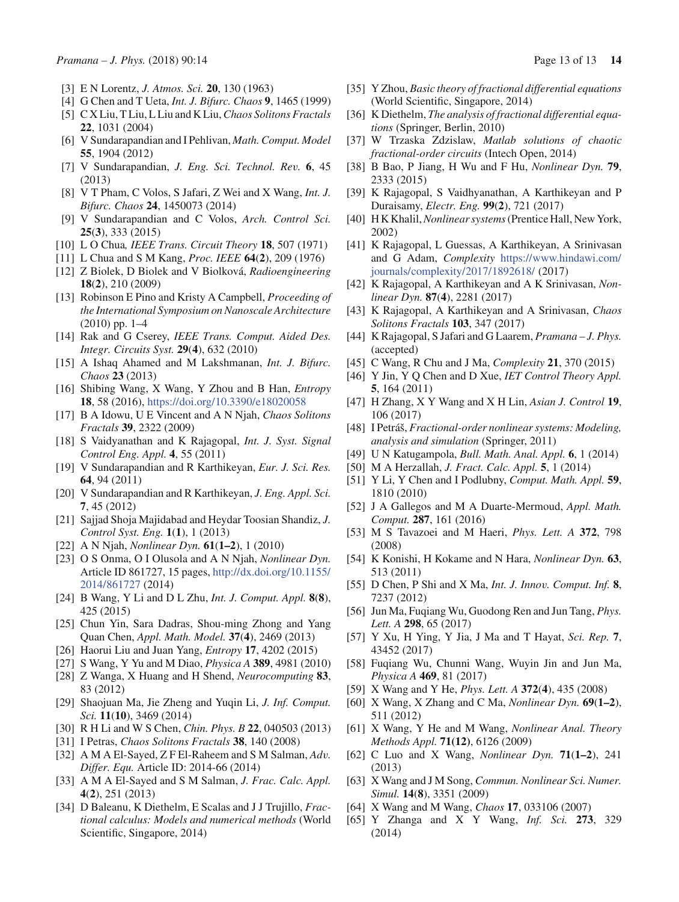[3] E N Lorentz, *J. Atmos. Sci.* **20**, 130 (1963)

[4] G Chen and T Ueta, *Int. J. Bifurc. Chaos* **9**, 1465 (1999)

[5] C X Liu, T Liu, L Liu and K Liu, *Chaos Solitons Fractals* **22**, 1031 (2004)

[6] V Sundarapandian and I Pehlivan, *Math. Comput. Model* **55**, 1904 (2012)

[7] V Sundarapandian, *J. Eng. Sci. Technol. Rev.* **6**, 45 (2013)

[8] V T Pham, C Volos, S Jafari, Z Wei and X Wang, *Int. J. Bifurc. Chaos* **24**, 1450073 (2014)

[9] V Sundarapandian and C Volos, *Arch. Control Sci.* **25**(**3**), 333 (2015)

[10] L O Chua*, IEEE Trans. Circuit Theory* **18**, 507 (1971)

[11] L Chua and S M Kang, *Proc. IEEE* **64**(**2**), 209 (1976)

[12] Z Biolek, D Biolek and V Biolková, *Radioengineering* **18**(**2**), 210 (2009)

[13] Robinson E Pino and Kristy A Campbell, *Proceeding of the International Symposium on Nanoscale Architecture* (2010) pp. 1–4

[14] Rak and G Cserey, *IEEE Trans. Comput. Aided Des. Integr. Circuits Syst.* **29**(**4**), 632 (2010)

[15] A Ishaq Ahamed and M Lakshmanan, *Int. J. Bifurc. Chaos* **23** (2013)

[16] Shibing Wang, X Wang, Y Zhou and B Han, *Entropy* **18**, 58 (2016), https://doi.org/10.3390/e18020058

[17] B A Idowu, U E Vincent and A N Njah, *Chaos Solitons Fractals* **39**, 2322 (2009)

[18] S Vaidyanathan and K Rajagopal, *Int. J. Syst. Signal Control Eng. Appl.* **4**, 55 (2011)

[19] V Sundarapandian and R Karthikeyan, *Eur. J. Sci. Res.* **64**, 94 (2011)

[20] V Sundarapandian and R Karthikeyan, *J. Eng. Appl. Sci.* **7**, 45 (2012)

[21] Sajjad Shoja Majidabad and Heydar Toosian Shandiz, *J. Control Syst. Eng.* **1**(**1**), 1 (2013)

[22] A N Njah, *Nonlinear Dyn.* **61**(**1–2**), 1 (2010)

[23] O S Onma, O I Olusola and A N Njah, *Nonlinear Dyn.* Article ID 861727, 15 pages, http://dx.doi.org/10.1155/2014/861727 (2014)

[24] B Wang, Y Li and D L Zhu, *Int. J. Comput. Appl.* **8**(**8**), 425 (2015)

[25] Chun Yin, Sara Dadras, Shou-ming Zhong and Yang Quan Chen, *Appl. Math. Model.* **37**(**4**), 2469 (2013)

[26] Haorui Liu and Juan Yang, *Entropy* **17**, 4202 (2015)

[27] S Wang, Y Yu and M Diao, *Physica A* **389**, 4981 (2010)

[28] Z Wanga, X Huang and H Shend, *Neurocomputing* **83**, 83 (2012)

[29] Shaojuan Ma, Jie Zheng and Yuqin Li, *J. Inf. Comput. Sci.* **11**(**10**), 3469 (2014)

[30] R H Li and W S Chen, *Chin. Phys. B* **22**, 040503 (2013)

[31] I Petras, *Chaos Solitons Fractals* **38**, 140 (2008)

[32] A M A El-Sayed, Z F El-Raheem and S M Salman, *Adv. Differ. Equ.* Article ID: 2014-66 (2014)

[33] A M A El-Sayed and S M Salman, *J. Frac. Calc. Appl.* **4**(**2**), 251 (2013)

[34] D Baleanu, K Diethelm, E Scalas and J J Trujillo, *Fractional calculus: Models and numerical methods* (World Scientific, Singapore, 2014)

[35] Y Zhou, *Basic theory of fractional differential equations* (World Scientific, Singapore, 2014)

[36] K Diethelm, *The analysis of fractional differential equations* (Springer, Berlin, 2010)

[37] W Trzaska Zdzislaw, *Matlab solutions of chaotic fractional-order circuits* (Intech Open, 2014)

[38] B Bao, P Jiang, H Wu and F Hu, *Nonlinear Dyn.* **79**, 2333 (2015)

[39] K Rajagopal, S Vaidhyanathan, A Karthikeyan and P Duraisamy, *Electr. Eng.* **99**(**2**), 721 (2017)

[40] H K Khalil, *Nonlinear systems* (Prentice Hall, New York, 2002)

[41] K Rajagopal, L Guessas, A Karthikeyan, A Srinivasan and G Adam, *Complexity* https://www.hindawi.com/journals/complexity/2017/1892618/ (2017)

[42] K Rajagopal, A Karthikeyan and A K Srinivasan, *Nonlinear Dyn.* **87**(**4**), 2281 (2017)

[43] K Rajagopal, A Karthikeyan and A Srinivasan, *Chaos Solitons Fractals* **103**, 347 (2017)

[44] K Rajagopal, S Jafari and G Laarem, *Pramana – J. Phys.* (accepted)

[45] C Wang, R Chu and J Ma, *Complexity* **21**, 370 (2015)

[46] Y Jin, Y Q Chen and D Xue, *IET Control Theory Appl.* **5**, 164 (2011)

[47] H Zhang, X Y Wang and X H Lin, *Asian J. Control* **19**, 106 (2017)

[48] I Petráš, *Fractional-order nonlinear systems: Modeling, analysis and simulation* (Springer, 2011)

[49] U N Katugampola, *Bull. Math. Anal. Appl.* **6**, 1 (2014)

[50] M A Herzallah, *J. Fract. Calc. Appl.* **5**, 1 (2014)

[51] Y Li, Y Chen and I Podlubny, *Comput. Math. Appl.* **59**, 1810 (2010)

[52] J A Gallegos and M A Duarte-Mermoud, *Appl. Math. Comput.* **287**, 161 (2016)

[53] M S Tavazoei and M Haeri, *Phys. Lett. A* **372**, 798 (2008)

[54] K Konishi, H Kokame and N Hara, *Nonlinear Dyn.* **63**, 513 (2011)

[55] D Chen, P Shi and X Ma, *Int. J. Innov. Comput. Inf.* **8**, 7237 (2012)

[56] Jun Ma, Fuqiang Wu, Guodong Ren and Jun Tang, *Phys. Lett. A* **298**, 65 (2017)

[57] Y Xu, H Ying, Y Jia, J Ma and T Hayat, *Sci. Rep.* **7**, 43452 (2017)

[58] Fuqiang Wu, Chunni Wang, Wuyin Jin and Jun Ma, *Physica A* **469**, 81 (2017)

[59] X Wang and Y He, *Phys. Lett. A* **372**(**4**), 435 (2008)

[60] X Wang, X Zhang and C Ma, *Nonlinear Dyn.* **69**(**1–2**), 511 (2012)

[61] X Wang, Y He and M Wang, *Nonlinear Anal. Theory Methods Appl.* **71(12)**, 6126 (2009)

[62] C Luo and X Wang, *Nonlinear Dyn.* **71**(**1–2**), 241 (2013)

[63] X Wang and J M Song, *Commun. Nonlinear Sci. Numer. Simul.* **14**(**8**), 3351 (2009)

[64] X Wang and M Wang, *Chaos* **17**, 033106 (2007)

[65] Y Zhanga and X Y Wang, *Inf. Sci.* **273**, 329 (2014)